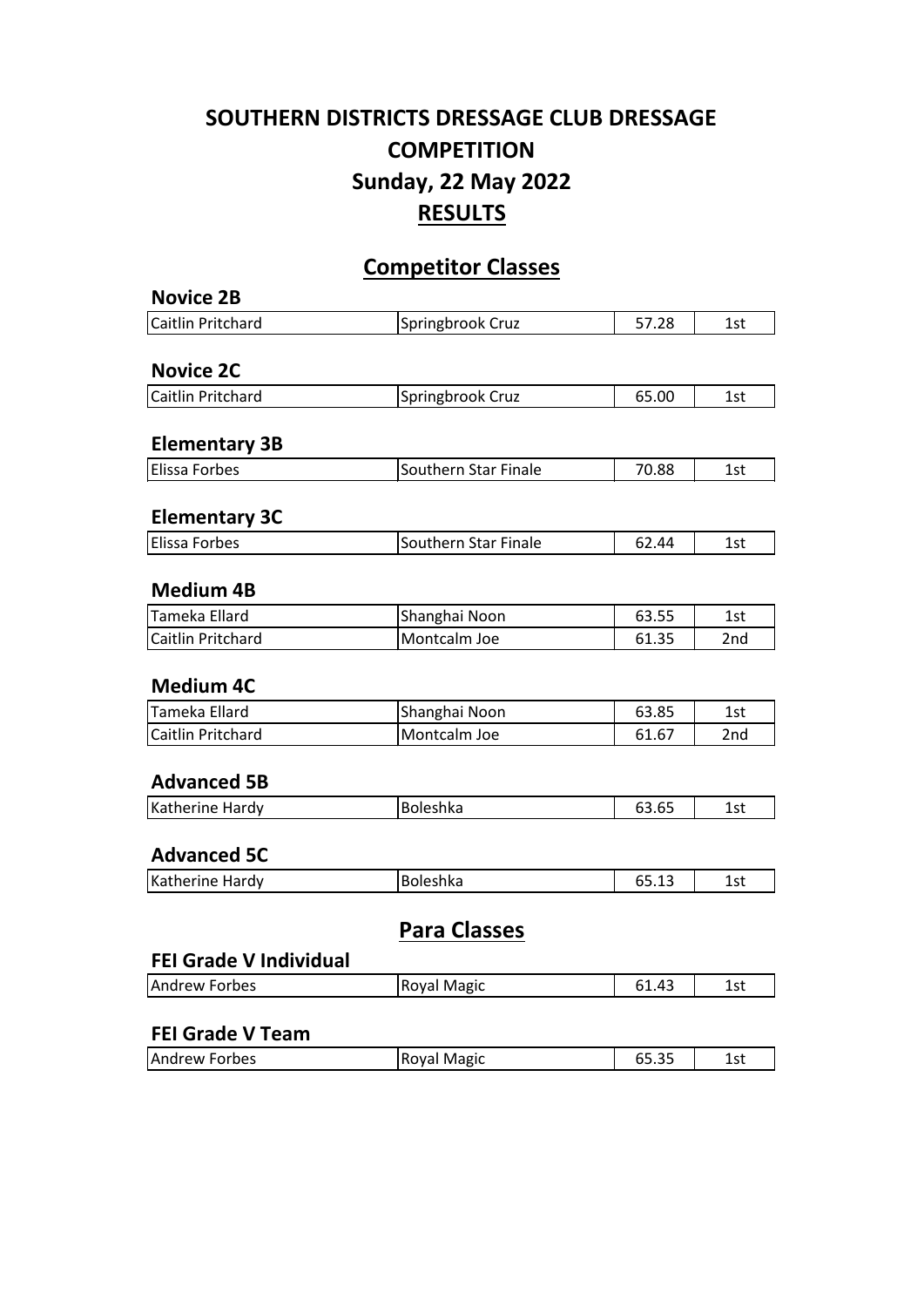# SOUTHERN DISTRICTS DRESSAGE CLUB DRESSAGE COMPETITION
# Sunday, 22 May 2022
# RESULTS

## Competitor Classes

### Novice 2B

| | | | |
|---|---|---|---|
| Caitlin Pritchard | Springbrook Cruz | 57.28 | 1st |

### Novice 2C

| | | | |
|---|---|---|---|
| Caitlin Pritchard | Springbrook Cruz | 65.00 | 1st |

### Elementary 3B

| | | | |
|---|---|---|---|
| Elissa Forbes | Southern Star Finale | 70.88 | 1st |

### Elementary 3C

| | | | |
|---|---|---|---|
| Elissa Forbes | Southern Star Finale | 62.44 | 1st |

### Medium 4B

| | | | |
|---|---|---|---|
| Tameka Ellard | Shanghai Noon | 63.55 | 1st |
| Caitlin Pritchard | Montcalm Joe | 61.35 | 2nd |

### Medium 4C

| | | | |
|---|---|---|---|
| Tameka Ellard | Shanghai Noon | 63.85 | 1st |
| Caitlin Pritchard | Montcalm Joe | 61.67 | 2nd |

### Advanced 5B

| | | | |
|---|---|---|---|
| Katherine Hardy | Boleshka | 63.65 | 1st |

### Advanced 5C

| | | | |
|---|---|---|---|
| Katherine Hardy | Boleshka | 65.13 | 1st |

## Para Classes

### FEI Grade V Individual

| | | | |
|---|---|---|---|
| Andrew Forbes | Royal Magic | 61.43 | 1st |

### FEI Grade V Team

| | | | |
|---|---|---|---|
| Andrew Forbes | Royal Magic | 65.35 | 1st |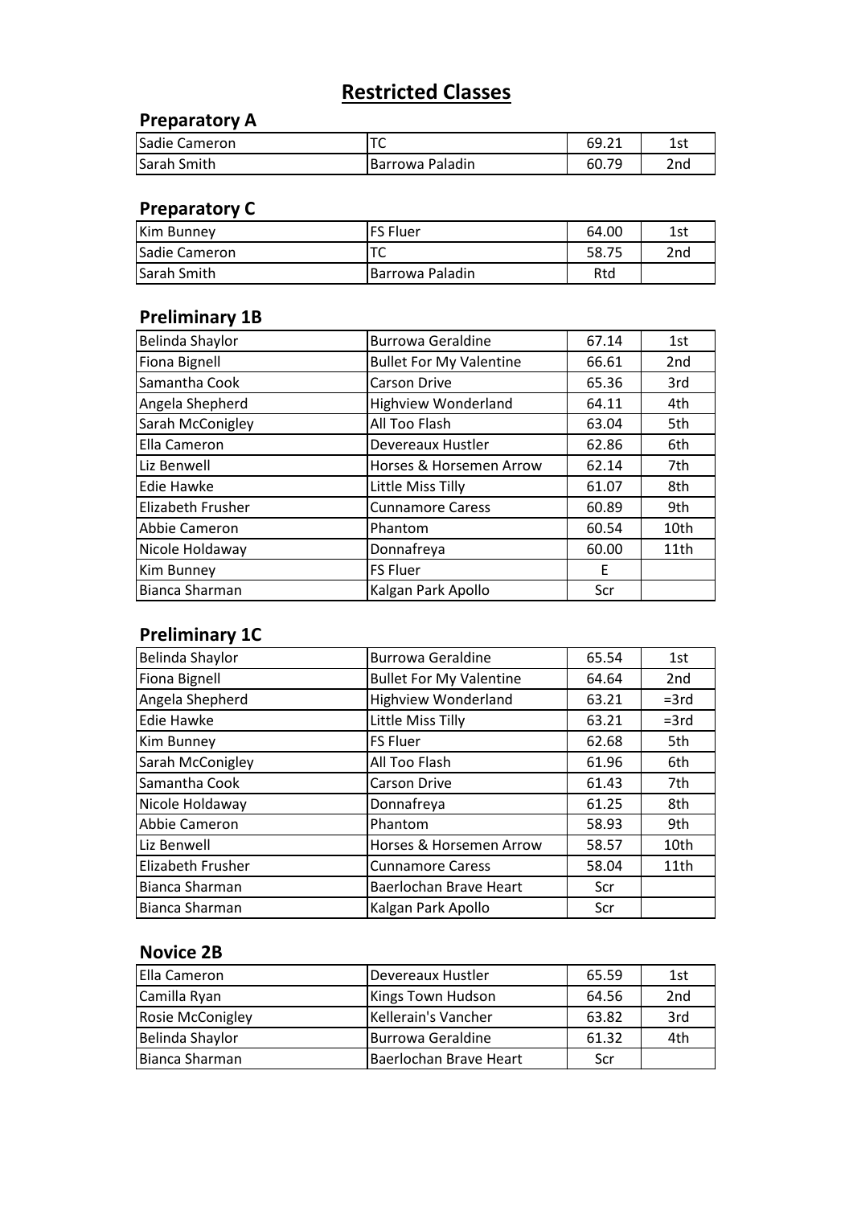# Restricted Classes

## Preparatory A

| | | | |
|---|---|---|---|
| Sadie Cameron | TC | 69.21 | 1st |
| Sarah Smith | Barrowa Paladin | 60.79 | 2nd |

## Preparatory C

| | | | |
|---|---|---|---|
| Kim Bunney | FS Fluer | 64.00 | 1st |
| Sadie Cameron | TC | 58.75 | 2nd |
| Sarah Smith | Barrowa Paladin | Rtd | |

## Preliminary 1B

| | | | |
|---|---|---|---|
| Belinda Shaylor | Burrowa Geraldine | 67.14 | 1st |
| Fiona Bignell | Bullet For My Valentine | 66.61 | 2nd |
| Samantha Cook | Carson Drive | 65.36 | 3rd |
| Angela Shepherd | Highview Wonderland | 64.11 | 4th |
| Sarah McConigley | All Too Flash | 63.04 | 5th |
| Ella Cameron | Devereaux Hustler | 62.86 | 6th |
| Liz Benwell | Horses & Horsemen Arrow | 62.14 | 7th |
| Edie Hawke | Little Miss Tilly | 61.07 | 8th |
| Elizabeth Frusher | Cunnamore Caress | 60.89 | 9th |
| Abbie Cameron | Phantom | 60.54 | 10th |
| Nicole Holdaway | Donnafreya | 60.00 | 11th |
| Kim Bunney | FS Fluer | E | |
| Bianca Sharman | Kalgan Park Apollo | Scr | |

## Preliminary 1C

| | | | |
|---|---|---|---|
| Belinda Shaylor | Burrowa Geraldine | 65.54 | 1st |
| Fiona Bignell | Bullet For My Valentine | 64.64 | 2nd |
| Angela Shepherd | Highview Wonderland | 63.21 | =3rd |
| Edie Hawke | Little Miss Tilly | 63.21 | =3rd |
| Kim Bunney | FS Fluer | 62.68 | 5th |
| Sarah McConigley | All Too Flash | 61.96 | 6th |
| Samantha Cook | Carson Drive | 61.43 | 7th |
| Nicole Holdaway | Donnafreya | 61.25 | 8th |
| Abbie Cameron | Phantom | 58.93 | 9th |
| Liz Benwell | Horses & Horsemen Arrow | 58.57 | 10th |
| Elizabeth Frusher | Cunnamore Caress | 58.04 | 11th |
| Bianca Sharman | Baerlochan Brave Heart | Scr | |
| Bianca Sharman | Kalgan Park Apollo | Scr | |

## Novice 2B

| | | | |
|---|---|---|---|
| Ella Cameron | Devereaux Hustler | 65.59 | 1st |
| Camilla Ryan | Kings Town Hudson | 64.56 | 2nd |
| Rosie McConigley | Kellerain's Vancher | 63.82 | 3rd |
| Belinda Shaylor | Burrowa Geraldine | 61.32 | 4th |
| Bianca Sharman | Baerlochan Brave Heart | Scr | |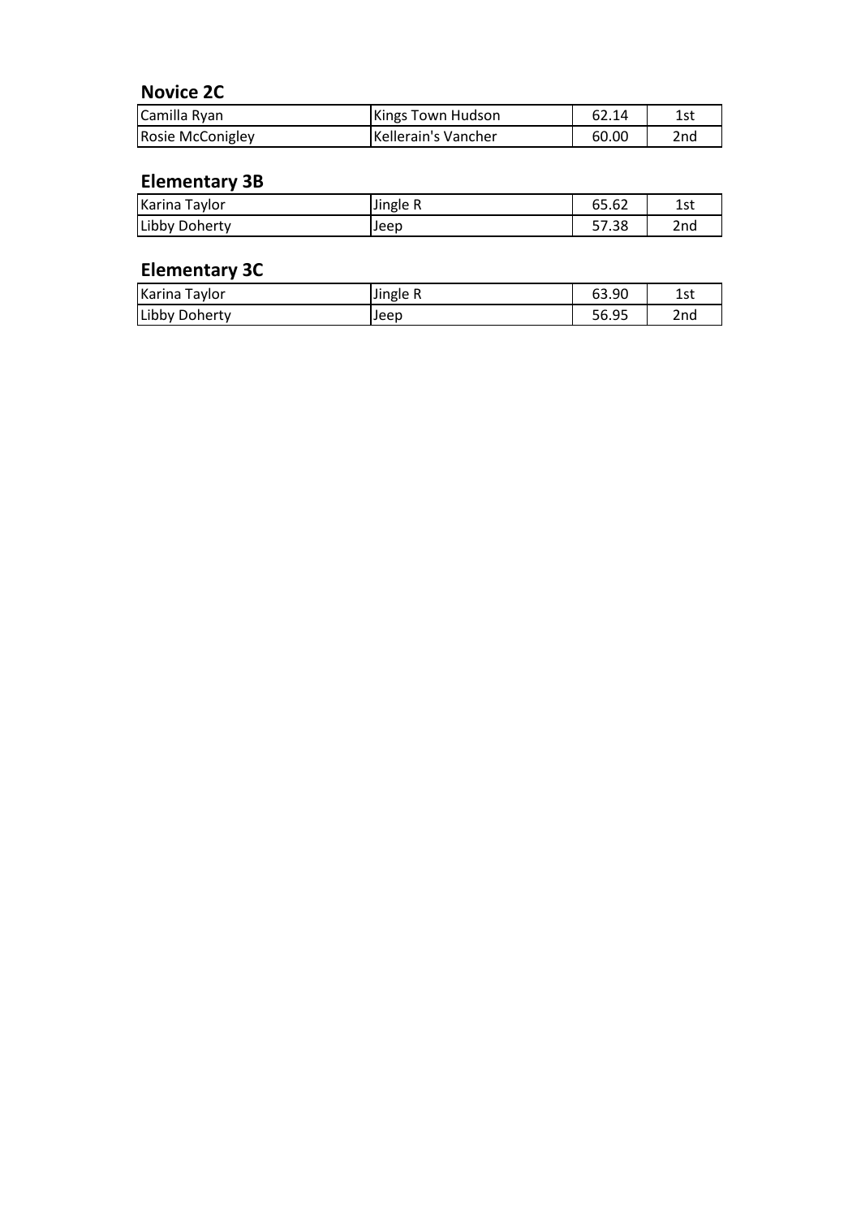## Novice 2C

| | | | |
|---|---|---|---|
| Camilla Ryan | Kings Town Hudson | 62.14 | 1st |
| Rosie McConigley | Kellerain's Vancher | 60.00 | 2nd |

## Elementary 3B

| | | | |
|---|---|---|---|
| Karina Taylor | Jingle R | 65.62 | 1st |
| Libby Doherty | Jeep | 57.38 | 2nd |

## Elementary 3C

| | | | |
|---|---|---|---|
| Karina Taylor | Jingle R | 63.90 | 1st |
| Libby Doherty | Jeep | 56.95 | 2nd |